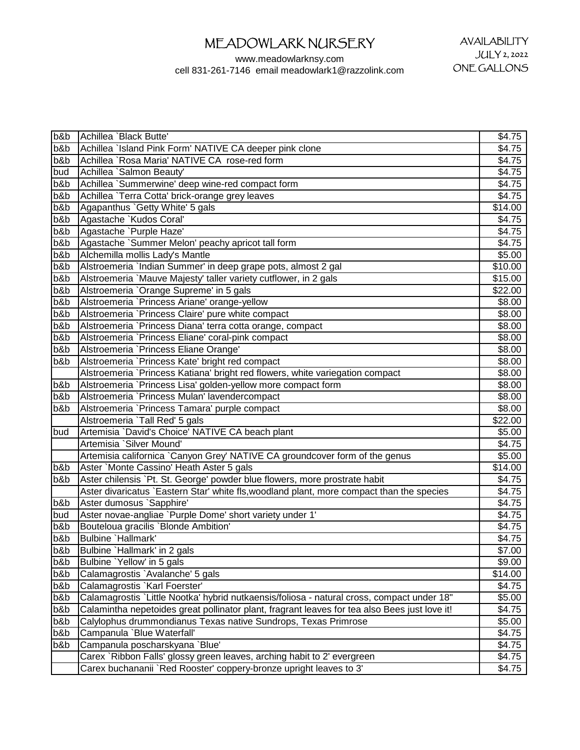# MEADOWLARK NURSERY

www.meadowlarknsy.com
cell 831-261-7146 email meadowlark1@razzolink.com

AVAILABILITY
JULY 2, 2022
ONE GALLONS

| | | |
|---|---|---|
| b&b | Achillea `Black Butte' | $4.75 |
| b&b | Achillea `Island Pink Form' NATIVE CA deeper pink clone | $4.75 |
| b&b | Achillea `Rosa Maria' NATIVE CA rose-red form | $4.75 |
| bud | Achillea `Salmon Beauty' | $4.75 |
| b&b | Achillea `Summerwine' deep wine-red compact form | $4.75 |
| b&b | Achillea `Terra Cotta' brick-orange grey leaves | $4.75 |
| b&b | Agapanthus `Getty White' 5 gals | $14.00 |
| b&b | Agastache `Kudos Coral' | $4.75 |
| b&b | Agastache `Purple Haze' | $4.75 |
| b&b | Agastache `Summer Melon' peachy apricot tall form | $4.75 |
| b&b | Alchemilla mollis Lady's Mantle | $5.00 |
| b&b | Alstroemeria `Indian Summer' in deep grape pots, almost 2 gal | $10.00 |
| b&b | Alstroemeria `Mauve Majesty' taller variety cutflower, in 2 gals | $15.00 |
| b&b | Alstroemeria `Orange Supreme' in 5 gals | $22.00 |
| b&b | Alstroemeria `Princess Ariane' orange-yellow | $8.00 |
| b&b | Alstroemeria `Princess Claire' pure white compact | $8.00 |
| b&b | Alstroemeria `Princess Diana' terra cotta orange, compact | $8.00 |
| b&b | Alstroemeria `Princess Eliane' coral-pink compact | $8.00 |
| b&b | Alstroemeria `Princess Eliane Orange' | $8.00 |
| b&b | Alstroemeria `Princess Kate' bright red compact | $8.00 |
| | Alstroemeria `Princess Katiana' bright red flowers, white variegation compact | $8.00 |
| b&b | Alstroemeria `Princess Lisa' golden-yellow more compact form | $8.00 |
| b&b | Alstroemeria `Princess Mulan' lavendercompact | $8.00 |
| b&b | Alstroemeria `Princess Tamara' purple compact | $8.00 |
| | Alstroemeria `Tall Red' 5 gals | $22.00 |
| bud | Artemisia `David's Choice' NATIVE CA beach plant | $5.00 |
| | Artemisia `Silver Mound' | $4.75 |
| | Artemisia californica `Canyon Grey' NATIVE CA groundcover form of the genus | $5.00 |
| b&b | Aster `Monte Cassino' Heath Aster 5 gals | $14.00 |
| b&b | Aster chilensis `Pt. St. George' powder blue flowers, more prostrate habit | $4.75 |
| | Aster divaricatus `Eastern Star' white fls,woodland plant, more compact than the species | $4.75 |
| b&b | Aster dumosus `Sapphire' | $4.75 |
| bud | Aster novae-angliae `Purple Dome' short variety under 1' | $4.75 |
| b&b | Bouteloua gracilis `Blonde Ambition' | $4.75 |
| b&b | Bulbine `Hallmark' | $4.75 |
| b&b | Bulbine `Hallmark' in 2 gals | $7.00 |
| b&b | Bulbine `Yellow' in 5 gals | $9.00 |
| b&b | Calamagrostis `Avalanche' 5 gals | $14.00 |
| b&b | Calamagrostis `Karl Foerster' | $4.75 |
| b&b | Calamagrostis `Little Nootka' hybrid nutkaensis/foliosa - natural cross, compact under 18" | $5.00 |
| b&b | Calamintha nepetoides great pollinator plant, fragrant leaves for tea also Bees just love it! | $4.75 |
| b&b | Calylophus drummondianus Texas native Sundrops, Texas Primrose | $5.00 |
| b&b | Campanula `Blue Waterfall' | $4.75 |
| b&b | Campanula poscharskyana `Blue' | $4.75 |
| | Carex `Ribbon Falls' glossy green leaves, arching habit to 2' evergreen | $4.75 |
| | Carex buchananii `Red Rooster' coppery-bronze upright leaves to 3' | $4.75 |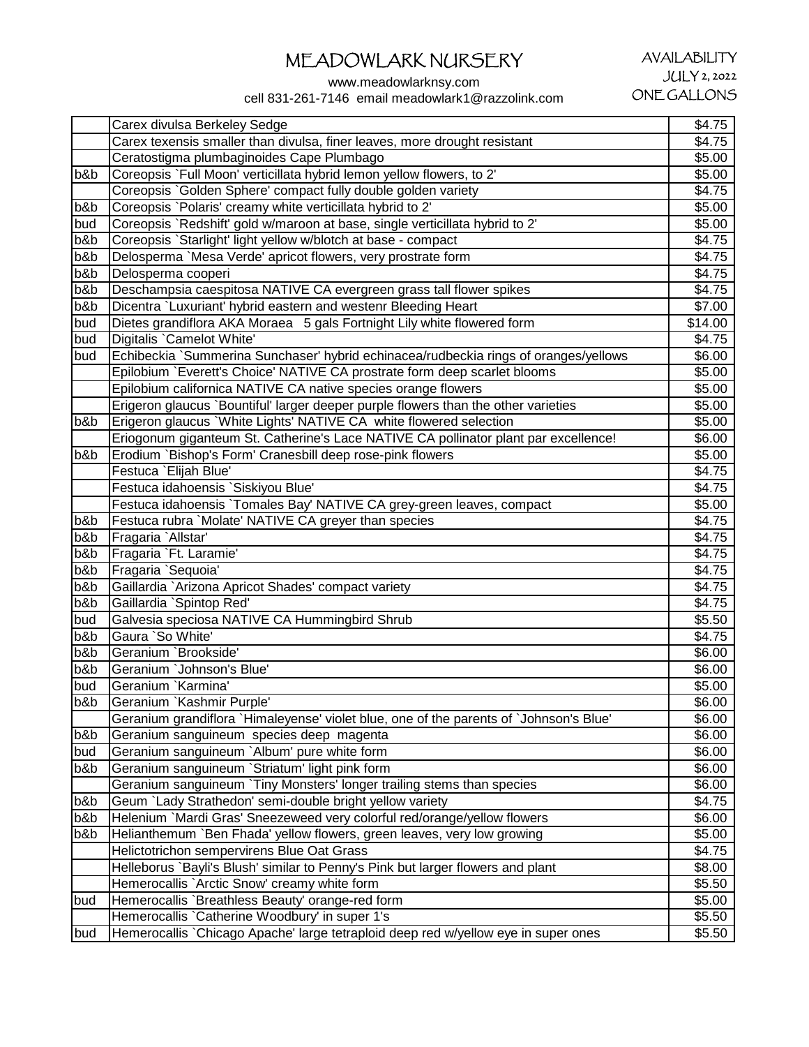# MEADOWLARK NURSERY

www.meadowlarknsy.com
cell 831-261-7146 email meadowlark1@razzolink.com

AVAILABILITY
JULY 2, 2022
ONE GALLONS

| | | |
|---|---|---|
| | Carex divulsa Berkeley Sedge | $4.75 |
| | Carex texensis smaller than divulsa, finer leaves, more drought resistant | $4.75 |
| | Ceratostigma plumbaginoides Cape Plumbago | $5.00 |
| b&b | Coreopsis `Full Moon' verticillata hybrid lemon yellow flowers, to 2' | $5.00 |
| | Coreopsis `Golden Sphere' compact fully double golden variety | $4.75 |
| b&b | Coreopsis `Polaris' creamy white verticillata hybrid to 2' | $5.00 |
| bud | Coreopsis `Redshift' gold w/maroon at base, single verticillata hybrid to 2' | $5.00 |
| b&b | Coreopsis `Starlight' light yellow w/blotch at base - compact | $4.75 |
| b&b | Delosperma `Mesa Verde' apricot flowers, very prostrate form | $4.75 |
| b&b | Delosperma cooperi | $4.75 |
| b&b | Deschampsia caespitosa NATIVE CA evergreen grass tall flower spikes | $4.75 |
| b&b | Dicentra `Luxuriant' hybrid eastern and westenr Bleeding Heart | $7.00 |
| bud | Dietes grandiflora AKA Moraea 5 gals Fortnight Lily white flowered form | $14.00 |
| bud | Digitalis `Camelot White' | $4.75 |
| bud | Echibeckia `Summerina Sunchaser' hybrid echinacea/rudbeckia rings of oranges/yellows | $6.00 |
| | Epilobium `Everett's Choice' NATIVE CA prostrate form deep scarlet blooms | $5.00 |
| | Epilobium californica NATIVE CA native species orange flowers | $5.00 |
| | Erigeron glaucus `Bountiful' larger deeper purple flowers than the other varieties | $5.00 |
| b&b | Erigeron glaucus `White Lights' NATIVE CA white flowered selection | $5.00 |
| | Eriogonum giganteum St. Catherine's Lace NATIVE CA pollinator plant par excellence! | $6.00 |
| b&b | Erodium `Bishop's Form' Cranesbill deep rose-pink flowers | $5.00 |
| | Festuca `Elijah Blue' | $4.75 |
| | Festuca idahoensis `Siskiyou Blue' | $4.75 |
| | Festuca idahoensis `Tomales Bay' NATIVE CA grey-green leaves, compact | $5.00 |
| b&b | Festuca rubra `Molate' NATIVE CA greyer than species | $4.75 |
| b&b | Fragaria `Allstar' | $4.75 |
| b&b | Fragaria `Ft. Laramie' | $4.75 |
| b&b | Fragaria `Sequoia' | $4.75 |
| b&b | Gaillardia `Arizona Apricot Shades' compact variety | $4.75 |
| b&b | Gaillardia `Spintop Red' | $4.75 |
| bud | Galvesia speciosa NATIVE CA Hummingbird Shrub | $5.50 |
| b&b | Gaura `So White' | $4.75 |
| b&b | Geranium `Brookside' | $6.00 |
| b&b | Geranium `Johnson's Blue' | $6.00 |
| bud | Geranium `Karmina' | $5.00 |
| b&b | Geranium `Kashmir Purple' | $6.00 |
| | Geranium grandiflora `Himaleyense' violet blue, one of the parents of `Johnson's Blue' | $6.00 |
| b&b | Geranium sanguineum species deep magenta | $6.00 |
| bud | Geranium sanguineum `Album' pure white form | $6.00 |
| b&b | Geranium sanguineum `Striatum' light pink form | $6.00 |
| | Geranium sanguineum `Tiny Monsters' longer trailing stems than species | $6.00 |
| b&b | Geum `Lady Strathedon' semi-double bright yellow variety | $4.75 |
| b&b | Helenium `Mardi Gras' Sneezeweed very colorful red/orange/yellow flowers | $6.00 |
| b&b | Helianthemum `Ben Fhada' yellow flowers, green leaves, very low growing | $5.00 |
| | Helictotrichon sempervirens Blue Oat Grass | $4.75 |
| | Helleborus `Bayli's Blush' similar to Penny's Pink but larger flowers and plant | $8.00 |
| | Hemerocallis `Arctic Snow' creamy white form | $5.50 |
| bud | Hemerocallis `Breathless Beauty' orange-red form | $5.00 |
| | Hemerocallis `Catherine Woodbury' in super 1's | $5.50 |
| bud | Hemerocallis `Chicago Apache' large tetraploid deep red w/yellow eye in super ones | $5.50 |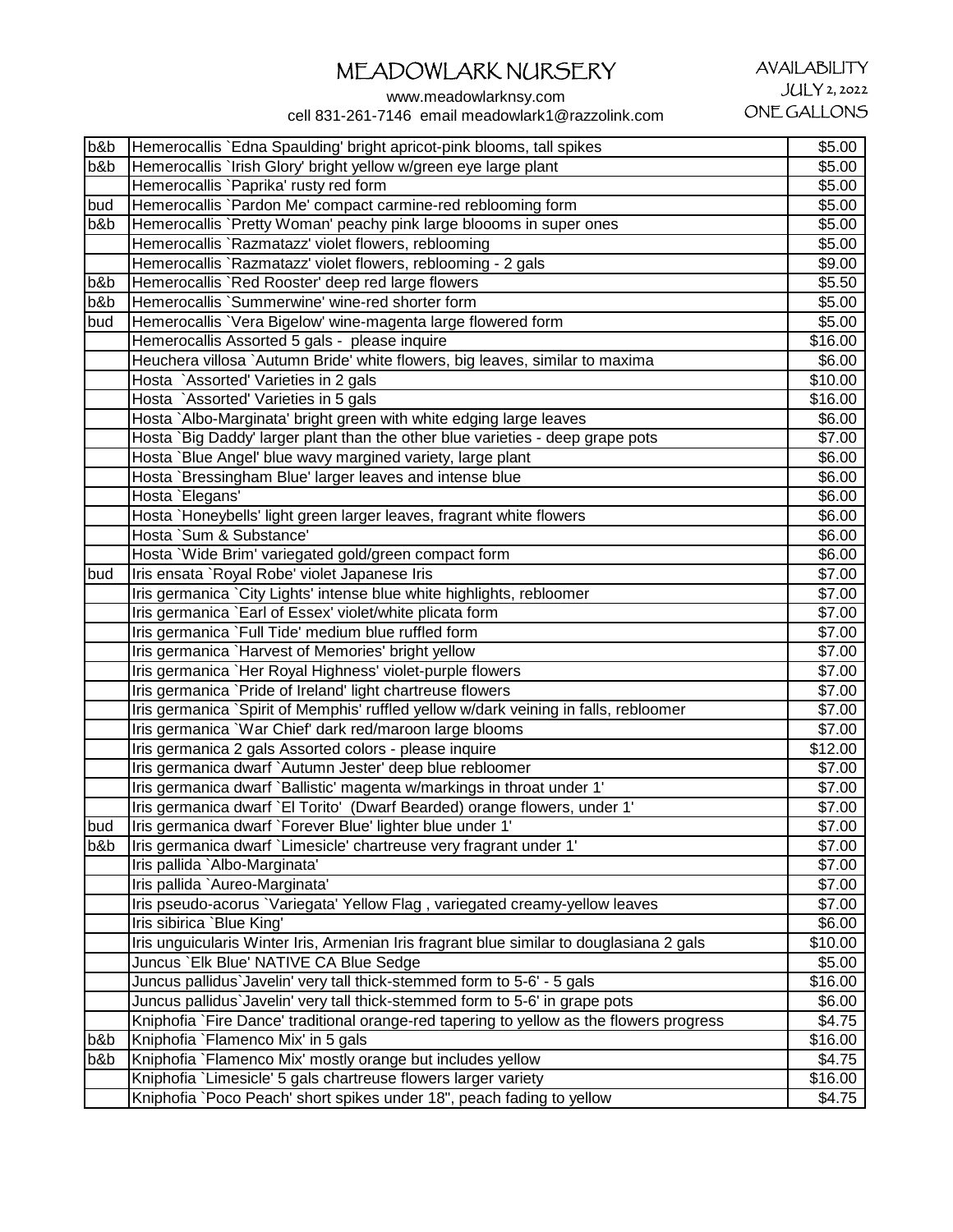# MEADOWLARK NURSERY

www.meadowlarknsy.com
cell 831-261-7146 email meadowlark1@razzolink.com

AVAILABILITY
JULY 2, 2022
ONE GALLONS

| | | |
|---|---|---|
| b&b | Hemerocallis `Edna Spaulding' bright apricot-pink blooms, tall spikes | $5.00 |
| b&b | Hemerocallis `Irish Glory' bright yellow w/green eye large plant | $5.00 |
| | Hemerocallis `Paprika' rusty red form | $5.00 |
| bud | Hemerocallis `Pardon Me' compact carmine-red reblooming form | $5.00 |
| b&b | Hemerocallis `Pretty Woman' peachy pink large blooms in super ones | $5.00 |
| | Hemerocallis `Razmatazz' violet flowers, reblooming | $5.00 |
| | Hemerocallis `Razmatazz' violet flowers, reblooming - 2 gals | $9.00 |
| b&b | Hemerocallis `Red Rooster' deep red large flowers | $5.50 |
| b&b | Hemerocallis `Summerwine' wine-red shorter form | $5.00 |
| bud | Hemerocallis `Vera Bigelow' wine-magenta large flowered form | $5.00 |
| | Hemerocallis Assorted 5 gals - please inquire | $16.00 |
| | Heuchera villosa `Autumn Bride' white flowers, big leaves, similar to maxima | $6.00 |
| | Hosta `Assorted' Varieties in 2 gals | $10.00 |
| | Hosta `Assorted' Varieties in 5 gals | $16.00 |
| | Hosta `Albo-Marginata' bright green with white edging large leaves | $6.00 |
| | Hosta `Big Daddy' larger plant than the other blue varieties - deep grape pots | $7.00 |
| | Hosta `Blue Angel' blue wavy margined variety, large plant | $6.00 |
| | Hosta `Bressingham Blue' larger leaves and intense blue | $6.00 |
| | Hosta `Elegans' | $6.00 |
| | Hosta `Honeybells' light green larger leaves, fragrant white flowers | $6.00 |
| | Hosta `Sum & Substance' | $6.00 |
| | Hosta `Wide Brim' variegated gold/green compact form | $6.00 |
| bud | Iris ensata `Royal Robe' violet Japanese Iris | $7.00 |
| | Iris germanica `City Lights' intense blue white highlights, rebloomer | $7.00 |
| | Iris germanica `Earl of Essex' violet/white plicata form | $7.00 |
| | Iris germanica `Full Tide' medium blue ruffled form | $7.00 |
| | Iris germanica `Harvest of Memories' bright yellow | $7.00 |
| | Iris germanica `Her Royal Highness' violet-purple flowers | $7.00 |
| | Iris germanica `Pride of Ireland' light chartreuse flowers | $7.00 |
| | Iris germanica `Spirit of Memphis' ruffled yellow w/dark veining in falls, rebloomer | $7.00 |
| | Iris germanica `War Chief' dark red/maroon large blooms | $7.00 |
| | Iris germanica 2 gals Assorted colors - please inquire | $12.00 |
| | Iris germanica dwarf `Autumn Jester' deep blue rebloomer | $7.00 |
| | Iris germanica dwarf `Ballistic' magenta w/markings in throat under 1' | $7.00 |
| | Iris germanica dwarf `El Torito' (Dwarf Bearded) orange flowers, under 1' | $7.00 |
| bud | Iris germanica dwarf `Forever Blue' lighter blue under 1' | $7.00 |
| b&b | Iris germanica dwarf `Limesicle' chartreuse very fragrant under 1' | $7.00 |
| | Iris pallida `Albo-Marginata' | $7.00 |
| | Iris pallida `Aureo-Marginata' | $7.00 |
| | Iris pseudo-acorus `Variegata' Yellow Flag , variegated creamy-yellow leaves | $7.00 |
| | Iris sibirica `Blue King' | $6.00 |
| | Iris unguicularis Winter Iris, Armenian Iris fragrant blue similar to douglasiana 2 gals | $10.00 |
| | Juncus `Elk Blue' NATIVE CA Blue Sedge | $5.00 |
| | Juncus pallidus`Javelin' very tall thick-stemmed form to 5-6' - 5 gals | $16.00 |
| | Juncus pallidus`Javelin' very tall thick-stemmed form to 5-6' in grape pots | $6.00 |
| | Kniphofia `Fire Dance' traditional orange-red tapering to yellow as the flowers progress | $4.75 |
| b&b | Kniphofia `Flamenco Mix' in 5 gals | $16.00 |
| b&b | Kniphofia `Flamenco Mix' mostly orange but includes yellow | $4.75 |
| | Kniphofia `Limesicle' 5 gals chartreuse flowers larger variety | $16.00 |
| | Kniphofia `Poco Peach' short spikes under 18", peach fading to yellow | $4.75 |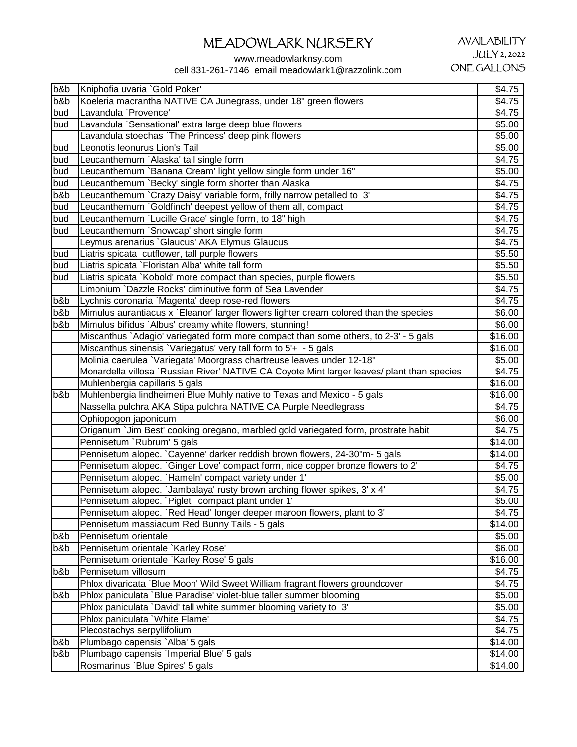# MEADOWLARK NURSERY

www.meadowlarknsy.com

cell 831-261-7146 email meadowlark1@razzolink.com

AVAILABILITY
JULY 2, 2022
ONE GALLONS

| | | |
|---|---|---|
| b&b | Kniphofia uvaria `Gold Poker' | $4.75 |
| b&b | Koeleria macrantha NATIVE CA Junegrass, under 18" green flowers | $4.75 |
| bud | Lavandula `Provence' | $4.75 |
| bud | Lavandula `Sensational' extra large deep blue flowers | $5.00 |
| | Lavandula stoechas `The Princess' deep pink flowers | $5.00 |
| bud | Leonotis leonurus Lion's Tail | $5.00 |
| bud | Leucanthemum `Alaska' tall single form | $4.75 |
| bud | Leucanthemum `Banana Cream' light yellow single form under 16" | $5.00 |
| bud | Leucanthemum `Becky' single form shorter than Alaska | $4.75 |
| b&b | Leucanthemum `Crazy Daisy' variable form, frilly narrow petalled to 3' | $4.75 |
| bud | Leucanthemum `Goldfinch' deepest yellow of them all, compact | $4.75 |
| bud | Leucanthemum `Lucille Grace' single form, to 18" high | $4.75 |
| bud | Leucanthemum `Snowcap' short single form | $4.75 |
| | Leymus arenarius `Glaucus' AKA Elymus Glaucus | $4.75 |
| bud | Liatris spicata cutflower, tall purple flowers | $5.50 |
| bud | Liatris spicata `Floristan Alba' white tall form | $5.50 |
| bud | Liatris spicata `Kobold' more compact than species, purple flowers | $5.50 |
| | Limonium `Dazzle Rocks' diminutive form of Sea Lavender | $4.75 |
| b&b | Lychnis coronaria `Magenta' deep rose-red flowers | $4.75 |
| b&b | Mimulus aurantiacus x `Eleanor' larger flowers lighter cream colored than the species | $6.00 |
| b&b | Mimulus bifidus `Albus' creamy white flowers, stunning! | $6.00 |
| | Miscanthus `Adagio' variegated form more compact than some others, to 2-3' - 5 gals | $16.00 |
| | Miscanthus sinensis `Variegatus' very tall form to 5'+ - 5 gals | $16.00 |
| | Molinia caerulea `Variegata' Moorgrass chartreuse leaves under 12-18" | $5.00 |
| | Monardella villosa `Russian River' NATIVE CA Coyote Mint larger leaves/ plant than species | $4.75 |
| | Muhlenbergia capillaris 5 gals | $16.00 |
| b&b | Muhlenbergia lindheimeri Blue Muhly native to Texas and Mexico - 5 gals | $16.00 |
| | Nassella pulchra AKA Stipa pulchra NATIVE CA Purple Needlegrass | $4.75 |
| | Ophiopogon japonicum | $6.00 |
| | Origanum `Jim Best' cooking oregano, marbled gold variegated form, prostrate habit | $4.75 |
| | Pennisetum `Rubrum' 5 gals | $14.00 |
| | Pennisetum alopec. `Cayenne' darker reddish brown flowers, 24-30"m- 5 gals | $14.00 |
| | Pennisetum alopec. `Ginger Love' compact form, nice copper bronze flowers to 2' | $4.75 |
| | Pennisetum alopec. `Hameln' compact variety under 1' | $5.00 |
| | Pennisetum alopec. `Jambalaya' rusty brown arching flower spikes, 3' x 4' | $4.75 |
| | Pennisetum alopec. `Piglet' compact plant under 1' | $5.00 |
| | Pennisetum alopec. `Red Head' longer deeper maroon flowers, plant to 3' | $4.75 |
| | Pennisetum massiacum Red Bunny Tails - 5 gals | $14.00 |
| b&b | Pennisetum orientale | $5.00 |
| b&b | Pennisetum orientale `Karley Rose' | $6.00 |
| | Pennisetum orientale `Karley Rose' 5 gals | $16.00 |
| b&b | Pennisetum villosum | $4.75 |
| | Phlox divaricata `Blue Moon' Wild Sweet William fragrant flowers groundcover | $4.75 |
| b&b | Phlox paniculata `Blue Paradise' violet-blue taller summer blooming | $5.00 |
| | Phlox paniculata `David' tall white summer blooming variety to 3' | $5.00 |
| | Phlox paniculata `White Flame' | $4.75 |
| | Plecostachys serpyllifolium | $4.75 |
| b&b | Plumbago capensis `Alba' 5 gals | $14.00 |
| b&b | Plumbago capensis `Imperial Blue' 5 gals | $14.00 |
| | Rosmarinus `Blue Spires' 5 gals | $14.00 |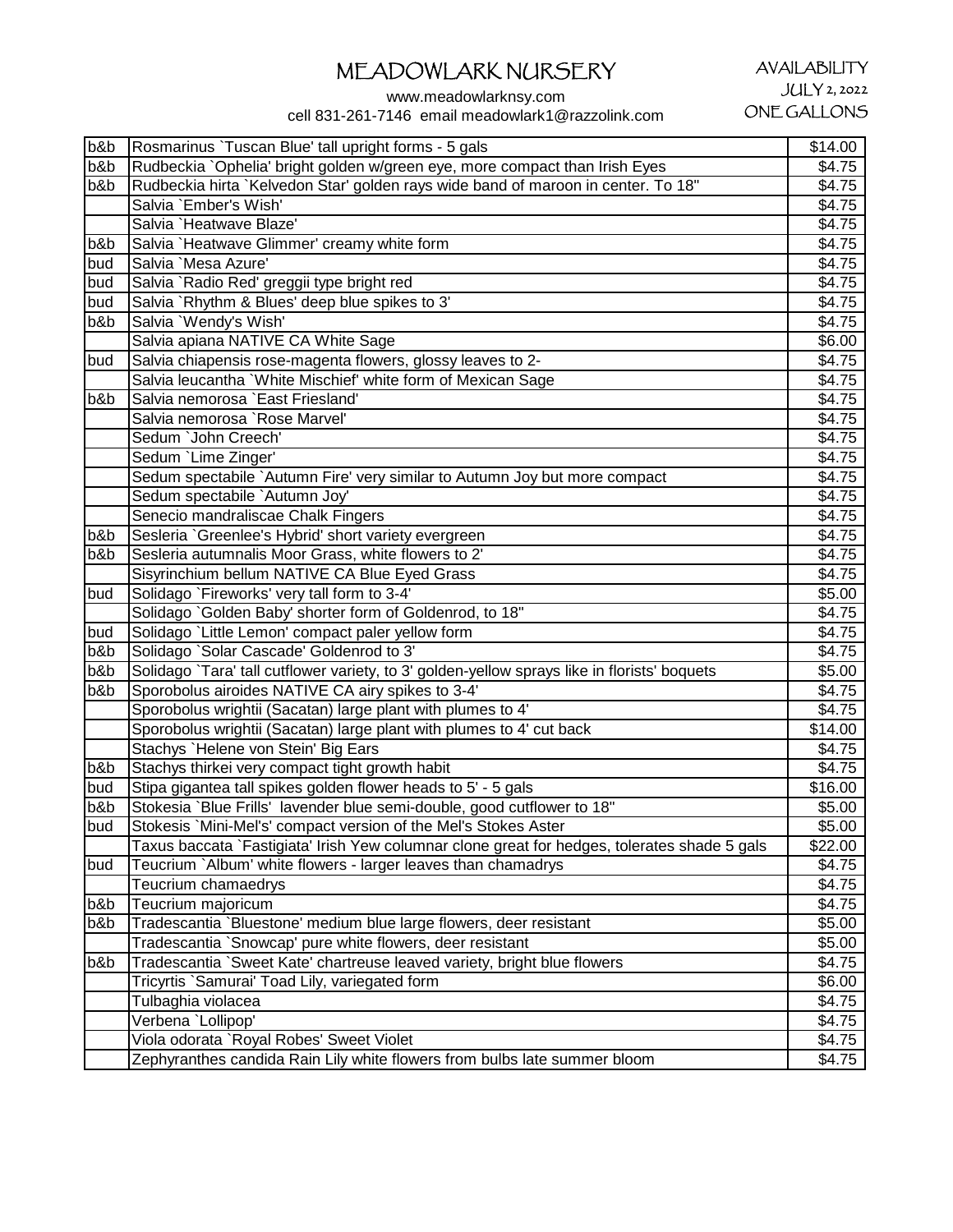# MEADOWLARK NURSERY

www.meadowlarknsy.com
cell 831-261-7146 email meadowlark1@razzolink.com

AVAILABILITY
JULY 2, 2022
ONE GALLONS

| | | |
|---|---|---|
| b&b | Rosmarinus `Tuscan Blue' tall upright forms - 5 gals | $14.00 |
| b&b | Rudbeckia `Ophelia' bright golden w/green eye, more compact than Irish Eyes | $4.75 |
| b&b | Rudbeckia hirta `Kelvedon Star' golden rays wide band of maroon in center. To 18" | $4.75 |
| | Salvia `Ember's Wish' | $4.75 |
| | Salvia `Heatwave Blaze' | $4.75 |
| b&b | Salvia `Heatwave Glimmer' creamy white form | $4.75 |
| bud | Salvia `Mesa Azure' | $4.75 |
| bud | Salvia `Radio Red' greggii type bright red | $4.75 |
| bud | Salvia `Rhythm & Blues' deep blue spikes to 3' | $4.75 |
| b&b | Salvia `Wendy's Wish' | $4.75 |
| | Salvia apiana NATIVE CA White Sage | $6.00 |
| bud | Salvia chiapensis rose-magenta flowers, glossy leaves to 2- | $4.75 |
| | Salvia leucantha `White Mischief' white form of Mexican Sage | $4.75 |
| b&b | Salvia nemorosa `East Friesland' | $4.75 |
| | Salvia nemorosa `Rose Marvel' | $4.75 |
| | Sedum `John Creech' | $4.75 |
| | Sedum `Lime Zinger' | $4.75 |
| | Sedum spectabile `Autumn Fire' very similar to Autumn Joy but more compact | $4.75 |
| | Sedum spectabile `Autumn Joy' | $4.75 |
| | Senecio mandraliscae Chalk Fingers | $4.75 |
| b&b | Sesleria `Greenlee's Hybrid' short variety evergreen | $4.75 |
| b&b | Sesleria autumnalis Moor Grass, white flowers to 2' | $4.75 |
| | Sisyrinchium bellum NATIVE CA Blue Eyed Grass | $4.75 |
| bud | Solidago `Fireworks' very tall form to 3-4' | $5.00 |
| | Solidago `Golden Baby' shorter form of Goldenrod, to 18" | $4.75 |
| bud | Solidago `Little Lemon' compact paler yellow form | $4.75 |
| b&b | Solidago `Solar Cascade' Goldenrod to 3' | $4.75 |
| b&b | Solidago `Tara' tall cutflower variety, to 3' golden-yellow sprays like in florists' boquets | $5.00 |
| b&b | Sporobolus airoides NATIVE CA airy spikes to 3-4' | $4.75 |
| | Sporobolus wrightii (Sacatan) large plant with plumes to 4' | $4.75 |
| | Sporobolus wrightii (Sacatan) large plant with plumes to 4' cut back | $14.00 |
| | Stachys `Helene von Stein' Big Ears | $4.75 |
| b&b | Stachys thirkei very compact tight growth habit | $4.75 |
| bud | Stipa gigantea tall spikes golden flower heads to 5' - 5 gals | $16.00 |
| b&b | Stokesia `Blue Frills' lavender blue semi-double, good cutflower to 18" | $5.00 |
| bud | Stokesis `Mini-Mel's' compact version of the Mel's Stokes Aster | $5.00 |
| | Taxus baccata `Fastigiata' Irish Yew columnar clone great for hedges, tolerates shade 5 gals | $22.00 |
| bud | Teucrium `Album' white flowers - larger leaves than chamadrys | $4.75 |
| | Teucrium chamaedrys | $4.75 |
| b&b | Teucrium majoricum | $4.75 |
| b&b | Tradescantia `Bluestone' medium blue large flowers, deer resistant | $5.00 |
| | Tradescantia `Snowcap' pure white flowers, deer resistant | $5.00 |
| b&b | Tradescantia `Sweet Kate' chartreuse leaved variety, bright blue flowers | $4.75 |
| | Tricyrtis `Samurai' Toad Lily, variegated form | $6.00 |
| | Tulbaghia violacea | $4.75 |
| | Verbena `Lollipop' | $4.75 |
| | Viola odorata `Royal Robes' Sweet Violet | $4.75 |
| | Zephyranthes candida Rain Lily white flowers from bulbs late summer bloom | $4.75 |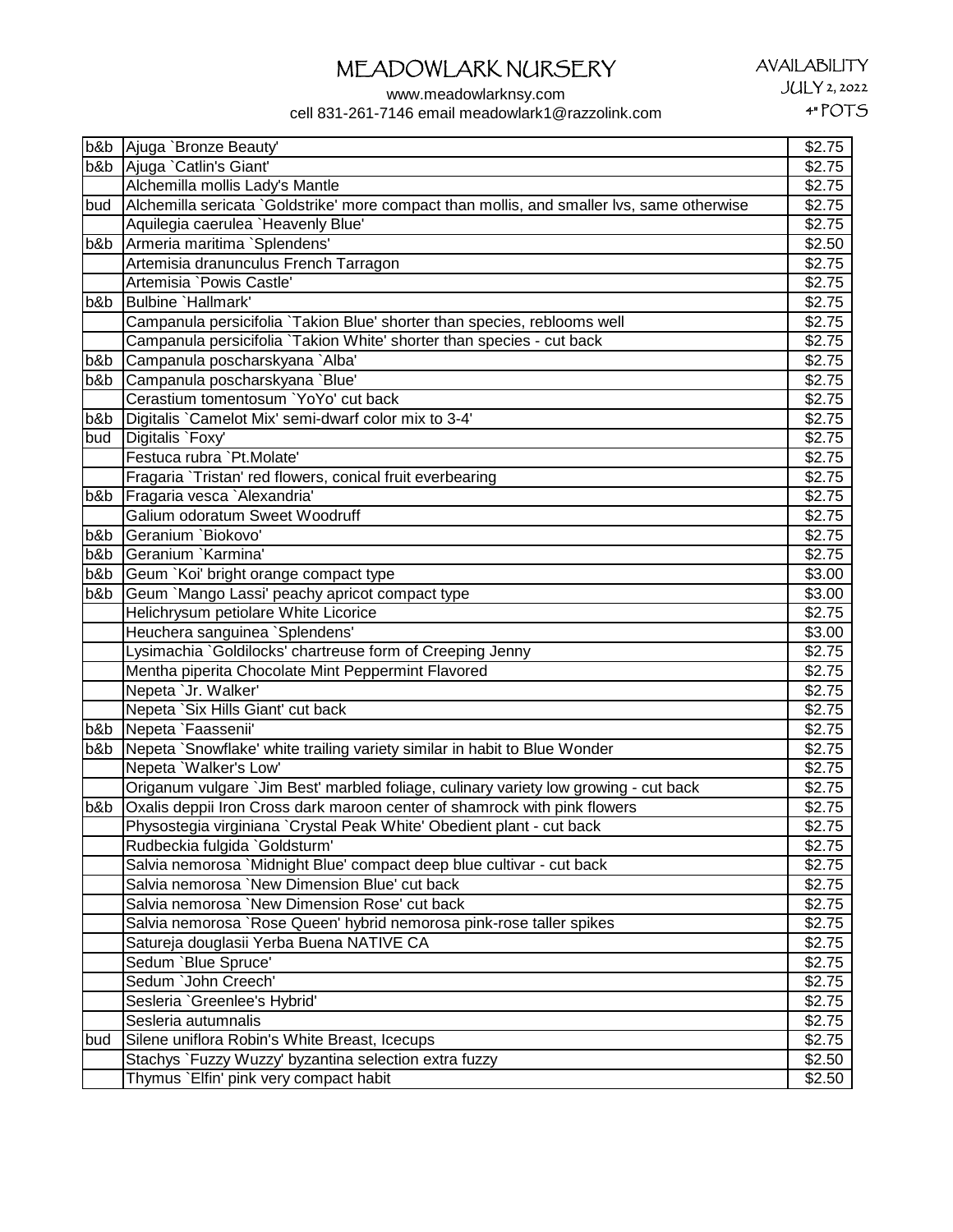# MEADOWLARK NURSERY

www.meadowlarknsy.com

cell 831-261-7146 email meadowlark1@razzolink.com

AVAILABILITY
JULY 2, 2022
4" POTS

| | | |
|---|---|---|
| b&b | Ajuga `Bronze Beauty' | $2.75 |
| b&b | Ajuga `Catlin's Giant' | $2.75 |
| | Alchemilla mollis Lady's Mantle | $2.75 |
| bud | Alchemilla sericata `Goldstrike' more compact than mollis, and smaller lvs, same otherwise | $2.75 |
| | Aquilegia caerulea `Heavenly Blue' | $2.75 |
| b&b | Armeria maritima `Splendens' | $2.50 |
| | Artemisia dranunculus French Tarragon | $2.75 |
| | Artemisia `Powis Castle' | $2.75 |
| b&b | Bulbine `Hallmark' | $2.75 |
| | Campanula persicifolia `Takion Blue' shorter than species, reblooms well | $2.75 |
| | Campanula persicifolia `Takion White' shorter than species - cut back | $2.75 |
| b&b | Campanula poscharskyana `Alba' | $2.75 |
| b&b | Campanula poscharskyana `Blue' | $2.75 |
| | Cerastium tomentosum `YoYo' cut back | $2.75 |
| b&b | Digitalis `Camelot Mix' semi-dwarf color mix to 3-4' | $2.75 |
| bud | Digitalis `Foxy' | $2.75 |
| | Festuca rubra `Pt.Molate' | $2.75 |
| | Fragaria `Tristan' red flowers, conical fruit everbearing | $2.75 |
| b&b | Fragaria vesca `Alexandria' | $2.75 |
| | Galium odoratum Sweet Woodruff | $2.75 |
| b&b | Geranium `Biokovo' | $2.75 |
| b&b | Geranium `Karmina' | $2.75 |
| b&b | Geum `Koi' bright orange compact type | $3.00 |
| b&b | Geum `Mango Lassi' peachy apricot compact type | $3.00 |
| | Helichrysum petiolare White Licorice | $2.75 |
| | Heuchera sanguinea `Splendens' | $3.00 |
| | Lysimachia `Goldilocks' chartreuse form of Creeping Jenny | $2.75 |
| | Mentha piperita Chocolate Mint Peppermint Flavored | $2.75 |
| | Nepeta `Jr. Walker' | $2.75 |
| | Nepeta `Six Hills Giant' cut back | $2.75 |
| b&b | Nepeta `Faassenii' | $2.75 |
| b&b | Nepeta `Snowflake' white trailing variety similar in habit to Blue Wonder | $2.75 |
| | Nepeta `Walker's Low' | $2.75 |
| | Origanum vulgare `Jim Best' marbled foliage, culinary variety low growing - cut back | $2.75 |
| b&b | Oxalis deppii Iron Cross dark maroon center of shamrock with pink flowers | $2.75 |
| | Physostegia virginiana `Crystal Peak White' Obedient plant - cut back | $2.75 |
| | Rudbeckia fulgida `Goldsturm' | $2.75 |
| | Salvia nemorosa `Midnight Blue' compact deep blue cultivar - cut back | $2.75 |
| | Salvia nemorosa `New Dimension Blue' cut back | $2.75 |
| | Salvia nemorosa `New Dimension Rose' cut back | $2.75 |
| | Salvia nemorosa `Rose Queen' hybrid nemorosa pink-rose taller spikes | $2.75 |
| | Satureja douglasii Yerba Buena NATIVE CA | $2.75 |
| | Sedum `Blue Spruce' | $2.75 |
| | Sedum `John Creech' | $2.75 |
| | Sesleria `Greenlee's Hybrid' | $2.75 |
| | Sesleria autumnalis | $2.75 |
| bud | Silene uniflora Robin's White Breast, Icecups | $2.75 |
| | Stachys `Fuzzy Wuzzy' byzantina selection extra fuzzy | $2.50 |
| | Thymus `Elfin' pink very compact habit | $2.50 |